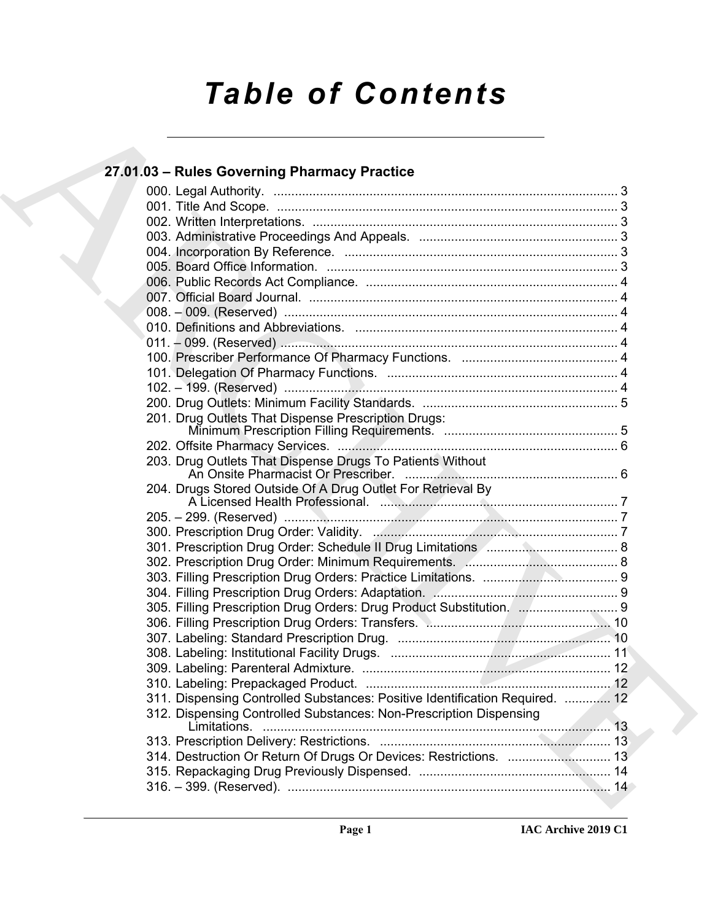# Table of Contents

## 27.01.03 – Rules Governing Pharmacy Practice

000. Legal Authority. ..... 3
001. Title And Scope. ..... 3
002. Written Interpretations. ..... 3
003. Administrative Proceedings And Appeals. ..... 3
004. Incorporation By Reference. ..... 3
005. Board Office Information. ..... 3
006. Public Records Act Compliance. ..... 4
007. Official Board Journal. ..... 4
008. – 009. (Reserved) ..... 4
010. Definitions and Abbreviations. ..... 4
011. – 099. (Reserved) ..... 4
100. Prescriber Performance Of Pharmacy Functions. ..... 4
101. Delegation Of Pharmacy Functions. ..... 4
102. – 199. (Reserved) ..... 4
200. Drug Outlets: Minimum Facility Standards. ..... 5
201. Drug Outlets That Dispense Prescription Drugs: Minimum Prescription Filling Requirements. ..... 5
202. Offsite Pharmacy Services. ..... 6
203. Drug Outlets That Dispense Drugs To Patients Without An Onsite Pharmacist Or Prescriber. ..... 6
204. Drugs Stored Outside Of A Drug Outlet For Retrieval By A Licensed Health Professional. ..... 7
205. – 299. (Reserved) ..... 7
300. Prescription Drug Order: Validity. ..... 7
301. Prescription Drug Order: Schedule II Drug Limitations ..... 8
302. Prescription Drug Order: Minimum Requirements. ..... 8
303. Filling Prescription Drug Orders: Practice Limitations. ..... 9
304. Filling Prescription Drug Orders: Adaptation. ..... 9
305. Filling Prescription Drug Orders: Drug Product Substitution. ..... 9
306. Filling Prescription Drug Orders: Transfers. ..... 10
307. Labeling: Standard Prescription Drug. ..... 10
308. Labeling: Institutional Facility Drugs. ..... 11
309. Labeling: Parenteral Admixture. ..... 12
310. Labeling: Prepackaged Product. ..... 12
311. Dispensing Controlled Substances: Positive Identification Required. ..... 12
312. Dispensing Controlled Substances: Non-Prescription Dispensing Limitations. ..... 13
313. Prescription Delivery: Restrictions. ..... 13
314. Destruction Or Return Of Drugs Or Devices: Restrictions. ..... 13
315. Repackaging Drug Previously Dispensed. ..... 14
316. – 399. (Reserved). ..... 14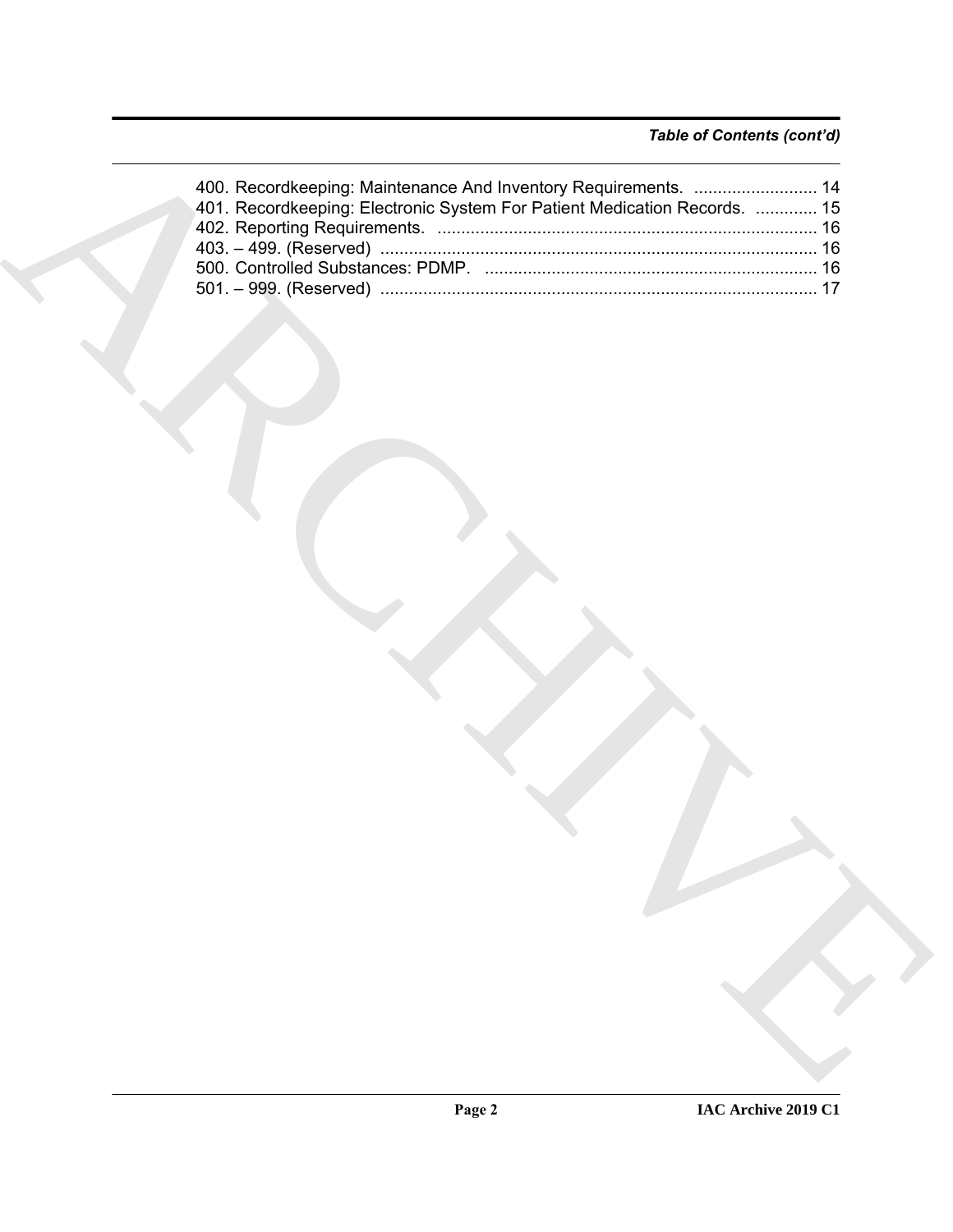*Table of Contents (cont'd)*

400. Recordkeeping: Maintenance And Inventory Requirements. .......................... 14
401. Recordkeeping: Electronic System For Patient Medication Records. ............. 15
402. Reporting Requirements. ................................................................................ 16
403. – 499. (Reserved) ........................................................................................... 16
500. Controlled Substances: PDMP. ...................................................................... 16
501. – 999. (Reserved) ........................................................................................... 17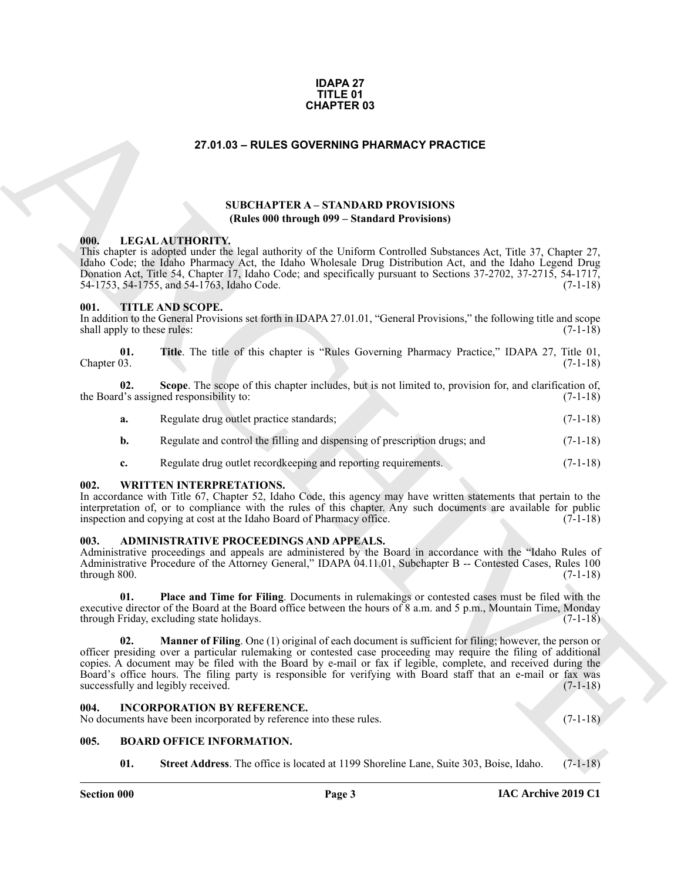**IDAPA 27**
**TITLE 01**
**CHAPTER 03**

# 27.01.03 – RULES GOVERNING PHARMACY PRACTICE

## SUBCHAPTER A – STANDARD PROVISIONS
**(Rules 000 through 099 – Standard Provisions)**

### 000. LEGAL AUTHORITY.

This chapter is adopted under the legal authority of the Uniform Controlled Substances Act, Title 37, Chapter 27, Idaho Code; the Idaho Pharmacy Act, the Idaho Wholesale Drug Distribution Act, and the Idaho Legend Drug Donation Act, Title 54, Chapter 17, Idaho Code; and specifically pursuant to Sections 37-2702, 37-2715, 54-1717, 54-1753, 54-1755, and 54-1763, Idaho Code. (7-1-18)

### 001. TITLE AND SCOPE.

In addition to the General Provisions set forth in IDAPA 27.01.01, "General Provisions," the following title and scope shall apply to these rules: (7-1-18)

**01. Title**. The title of this chapter is "Rules Governing Pharmacy Practice," IDAPA 27, Title 01, Chapter 03. (7-1-18)

**02. Scope**. The scope of this chapter includes, but is not limited to, provision for, and clarification of, the Board's assigned responsibility to: (7-1-18)

**a.** Regulate drug outlet practice standards; (7-1-18)

**b.** Regulate and control the filling and dispensing of prescription drugs; and (7-1-18)

**c.** Regulate drug outlet recordkeeping and reporting requirements. (7-1-18)

### 002. WRITTEN INTERPRETATIONS.

In accordance with Title 67, Chapter 52, Idaho Code, this agency may have written statements that pertain to the interpretation of, or to compliance with the rules of this chapter. Any such documents are available for public inspection and copying at cost at the Idaho Board of Pharmacy office. (7-1-18)

### 003. ADMINISTRATIVE PROCEEDINGS AND APPEALS.

Administrative proceedings and appeals are administered by the Board in accordance with the "Idaho Rules of Administrative Procedure of the Attorney General," IDAPA 04.11.01, Subchapter B -- Contested Cases, Rules 100 through 800. (7-1-18)

**01. Place and Time for Filing**. Documents in rulemakings or contested cases must be filed with the executive director of the Board at the Board office between the hours of 8 a.m. and 5 p.m., Mountain Time, Monday through Friday, excluding state holidays. (7-1-18)

**02. Manner of Filing**. One (1) original of each document is sufficient for filing; however, the person or officer presiding over a particular rulemaking or contested case proceeding may require the filing of additional copies. A document may be filed with the Board by e-mail or fax if legible, complete, and received during the Board's office hours. The filing party is responsible for verifying with Board staff that an e-mail or fax was successfully and legibly received. (7-1-18)

### 004. INCORPORATION BY REFERENCE.

No documents have been incorporated by reference into these rules. (7-1-18)

### 005. BOARD OFFICE INFORMATION.

**01. Street Address**. The office is located at 1199 Shoreline Lane, Suite 303, Boise, Idaho. (7-1-18)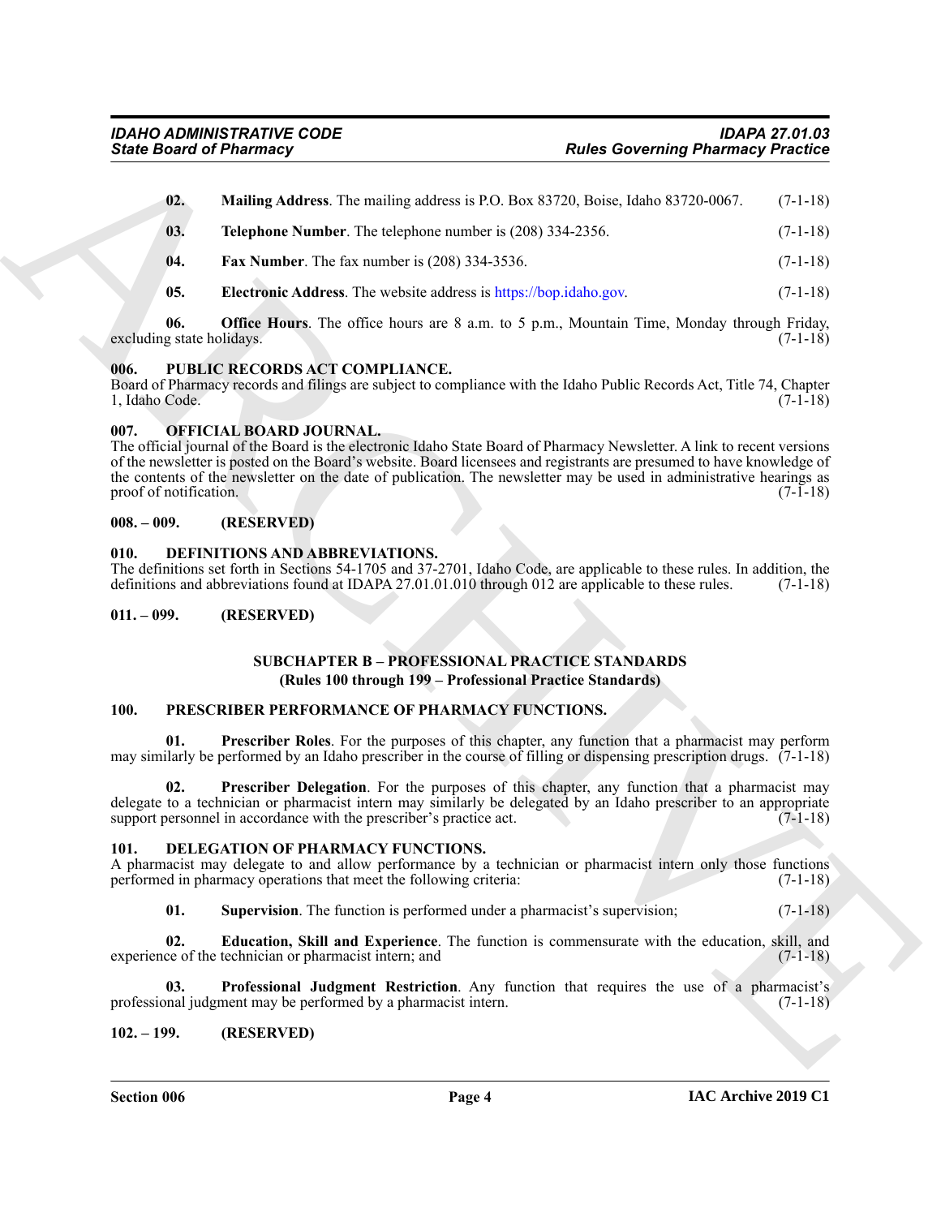**02. Mailing Address**. The mailing address is P.O. Box 83720, Boise, Idaho 83720-0067. (7-1-18)

**03. Telephone Number**. The telephone number is (208) 334-2356. (7-1-18)

**04. Fax Number**. The fax number is (208) 334-3536. (7-1-18)

**05. Electronic Address**. The website address is https://bop.idaho.gov. (7-1-18)

**06. Office Hours**. The office hours are 8 a.m. to 5 p.m., Mountain Time, Monday through Friday, excluding state holidays. (7-1-18)

### 006. PUBLIC RECORDS ACT COMPLIANCE.

Board of Pharmacy records and filings are subject to compliance with the Idaho Public Records Act, Title 74, Chapter 1, Idaho Code. (7-1-18)

### 007. OFFICIAL BOARD JOURNAL.

The official journal of the Board is the electronic Idaho State Board of Pharmacy Newsletter. A link to recent versions of the newsletter is posted on the Board's website. Board licensees and registrants are presumed to have knowledge of the contents of the newsletter on the date of publication. The newsletter may be used in administrative hearings as proof of notification. (7-1-18)

### 008. – 009. (RESERVED)

### 010. DEFINITIONS AND ABBREVIATIONS.

The definitions set forth in Sections 54-1705 and 37-2701, Idaho Code, are applicable to these rules. In addition, the definitions and abbreviations found at IDAPA 27.01.01.010 through 012 are applicable to these rules. (7-1-18)

### 011. – 099. (RESERVED)

## SUBCHAPTER B – PROFESSIONAL PRACTICE STANDARDS
## (Rules 100 through 199 – Professional Practice Standards)

### 100. PRESCRIBER PERFORMANCE OF PHARMACY FUNCTIONS.

**01. Prescriber Roles**. For the purposes of this chapter, any function that a pharmacist may perform may similarly be performed by an Idaho prescriber in the course of filling or dispensing prescription drugs. (7-1-18)

**02. Prescriber Delegation**. For the purposes of this chapter, any function that a pharmacist may delegate to a technician or pharmacist intern may similarly be delegated by an Idaho prescriber to an appropriate support personnel in accordance with the prescriber's practice act. (7-1-18)

### 101. DELEGATION OF PHARMACY FUNCTIONS.

A pharmacist may delegate to and allow performance by a technician or pharmacist intern only those functions performed in pharmacy operations that meet the following criteria: (7-1-18)

**01. Supervision**. The function is performed under a pharmacist's supervision; (7-1-18)

**02. Education, Skill and Experience**. The function is commensurate with the education, skill, and experience of the technician or pharmacist intern; and (7-1-18)

**03. Professional Judgment Restriction**. Any function that requires the use of a pharmacist's professional judgment may be performed by a pharmacist intern. (7-1-18)

### 102. – 199. (RESERVED)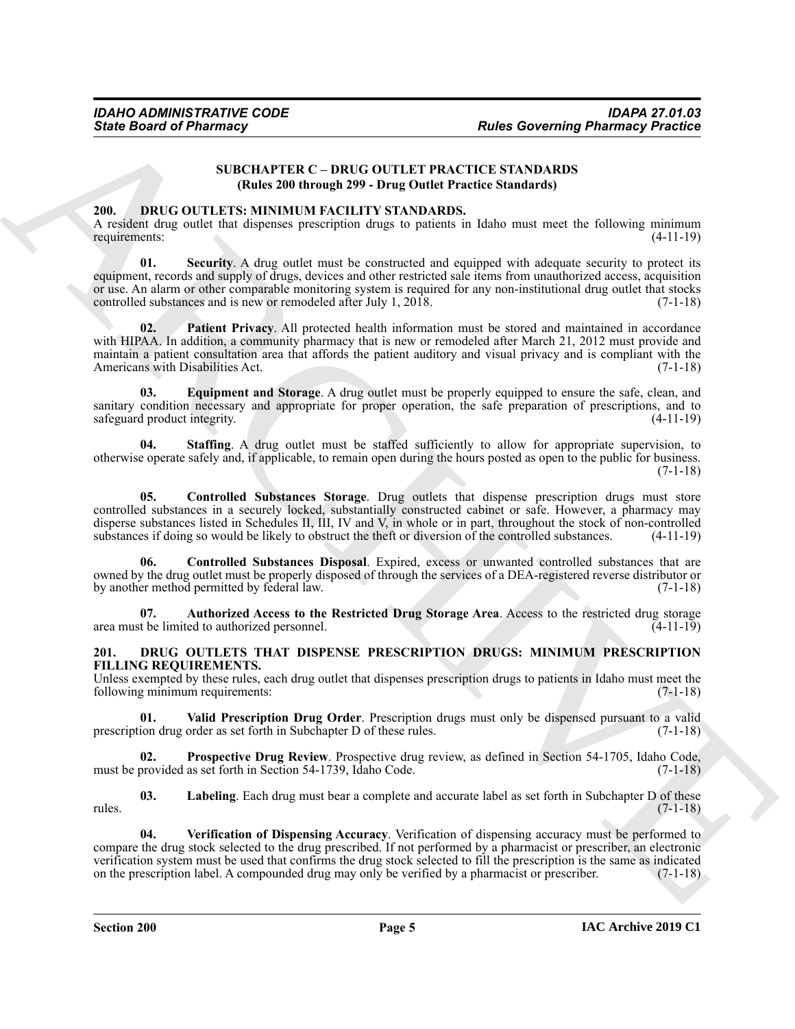## SUBCHAPTER C – DRUG OUTLET PRACTICE STANDARDS
### (Rules 200 through 299 - Drug Outlet Practice Standards)

### 200. DRUG OUTLETS: MINIMUM FACILITY STANDARDS.

A resident drug outlet that dispenses prescription drugs to patients in Idaho must meet the following minimum requirements: (4-11-19)

**01. Security**. A drug outlet must be constructed and equipped with adequate security to protect its equipment, records and supply of drugs, devices and other restricted sale items from unauthorized access, acquisition or use. An alarm or other comparable monitoring system is required for any non-institutional drug outlet that stocks controlled substances and is new or remodeled after July 1, 2018. (7-1-18)

**02. Patient Privacy**. All protected health information must be stored and maintained in accordance with HIPAA. In addition, a community pharmacy that is new or remodeled after March 21, 2012 must provide and maintain a patient consultation area that affords the patient auditory and visual privacy and is compliant with the Americans with Disabilities Act. (7-1-18)

**03. Equipment and Storage**. A drug outlet must be properly equipped to ensure the safe, clean, and sanitary condition necessary and appropriate for proper operation, the safe preparation of prescriptions, and to safeguard product integrity. (4-11-19)

**04. Staffing**. A drug outlet must be staffed sufficiently to allow for appropriate supervision, to otherwise operate safely and, if applicable, to remain open during the hours posted as open to the public for business. (7-1-18)

**05. Controlled Substances Storage**. Drug outlets that dispense prescription drugs must store controlled substances in a securely locked, substantially constructed cabinet or safe. However, a pharmacy may disperse substances listed in Schedules II, III, IV and V, in whole or in part, throughout the stock of non-controlled substances if doing so would be likely to obstruct the theft or diversion of the controlled substances. (4-11-19)

**06. Controlled Substances Disposal**. Expired, excess or unwanted controlled substances that are owned by the drug outlet must be properly disposed of through the services of a DEA-registered reverse distributor or by another method permitted by federal law. (7-1-18)

**07. Authorized Access to the Restricted Drug Storage Area**. Access to the restricted drug storage area must be limited to authorized personnel. (4-11-19)

### 201. DRUG OUTLETS THAT DISPENSE PRESCRIPTION DRUGS: MINIMUM PRESCRIPTION FILLING REQUIREMENTS.

Unless exempted by these rules, each drug outlet that dispenses prescription drugs to patients in Idaho must meet the following minimum requirements: (7-1-18)

**01. Valid Prescription Drug Order**. Prescription drugs must only be dispensed pursuant to a valid prescription drug order as set forth in Subchapter D of these rules. (7-1-18)

**02. Prospective Drug Review**. Prospective drug review, as defined in Section 54-1705, Idaho Code, must be provided as set forth in Section 54-1739, Idaho Code. (7-1-18)

**03. Labeling**. Each drug must bear a complete and accurate label as set forth in Subchapter D of these rules. (7-1-18)

**04. Verification of Dispensing Accuracy**. Verification of dispensing accuracy must be performed to compare the drug stock selected to the drug prescribed. If not performed by a pharmacist or prescriber, an electronic verification system must be used that confirms the drug stock selected to fill the prescription is the same as indicated on the prescription label. A compounded drug may only be verified by a pharmacist or prescriber. (7-1-18)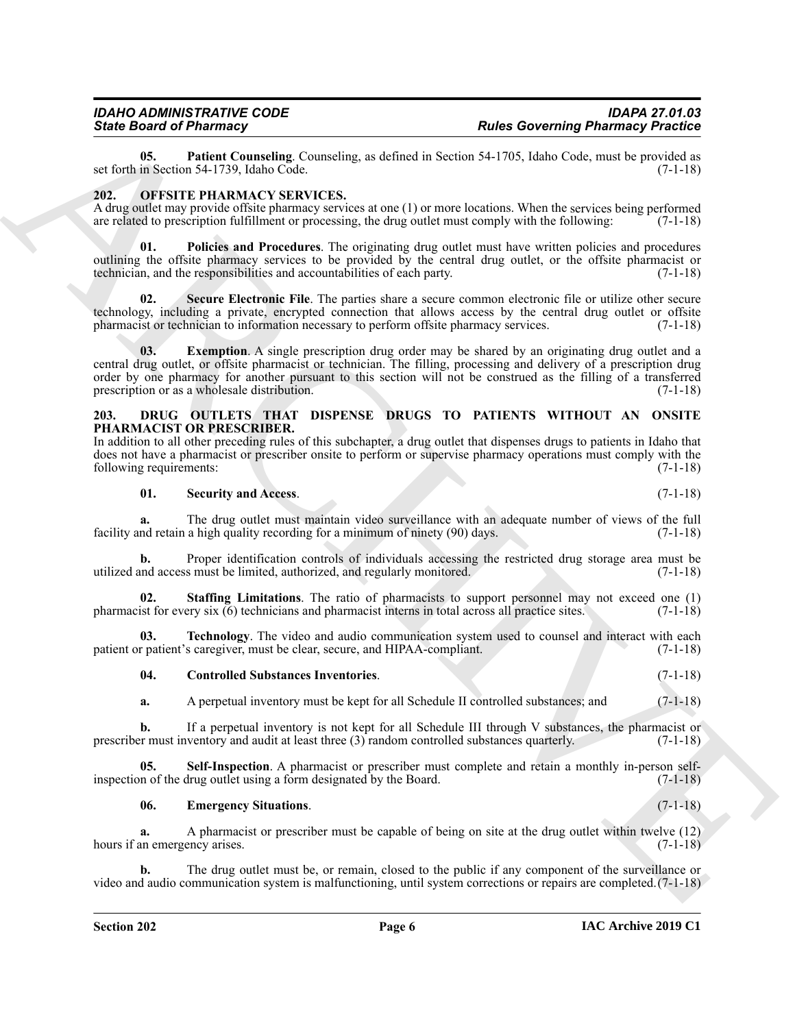**05. Patient Counseling**. Counseling, as defined in Section 54-1705, Idaho Code, must be provided as set forth in Section 54-1739, Idaho Code. (7-1-18)

## 202. OFFSITE PHARMACY SERVICES.

A drug outlet may provide offsite pharmacy services at one (1) or more locations. When the services being performed are related to prescription fulfillment or processing, the drug outlet must comply with the following: (7-1-18)

**01. Policies and Procedures**. The originating drug outlet must have written policies and procedures outlining the offsite pharmacy services to be provided by the central drug outlet, or the offsite pharmacist or technician, and the responsibilities and accountabilities of each party. (7-1-18)

**02. Secure Electronic File**. The parties share a secure common electronic file or utilize other secure technology, including a private, encrypted connection that allows access by the central drug outlet or offsite pharmacist or technician to information necessary to perform offsite pharmacy services. (7-1-18)

**03. Exemption**. A single prescription drug order may be shared by an originating drug outlet and a central drug outlet, or offsite pharmacist or technician. The filling, processing and delivery of a prescription drug order by one pharmacy for another pursuant to this section will not be construed as the filling of a transferred prescription or as a wholesale distribution. (7-1-18)

## 203. DRUG OUTLETS THAT DISPENSE DRUGS TO PATIENTS WITHOUT AN ONSITE PHARMACIST OR PRESCRIBER.

In addition to all other preceding rules of this subchapter, a drug outlet that dispenses drugs to patients in Idaho that does not have a pharmacist or prescriber onsite to perform or supervise pharmacy operations must comply with the following requirements: (7-1-18)

**01. Security and Access**. (7-1-18)

**a.** The drug outlet must maintain video surveillance with an adequate number of views of the full facility and retain a high quality recording for a minimum of ninety (90) days. (7-1-18)

**b.** Proper identification controls of individuals accessing the restricted drug storage area must be utilized and access must be limited, authorized, and regularly monitored. (7-1-18)

**02. Staffing Limitations**. The ratio of pharmacists to support personnel may not exceed one (1) pharmacist for every six (6) technicians and pharmacist interns in total across all practice sites. (7-1-18)

**03. Technology**. The video and audio communication system used to counsel and interact with each patient or patient's caregiver, must be clear, secure, and HIPAA-compliant. (7-1-18)

**04. Controlled Substances Inventories**. (7-1-18)

**a.** A perpetual inventory must be kept for all Schedule II controlled substances; and (7-1-18)

**b.** If a perpetual inventory is not kept for all Schedule III through V substances, the pharmacist or prescriber must inventory and audit at least three (3) random controlled substances quarterly. (7-1-18)

**05. Self-Inspection**. A pharmacist or prescriber must complete and retain a monthly in-person self-inspection of the drug outlet using a form designated by the Board. (7-1-18)

**06. Emergency Situations**. (7-1-18)

**a.** A pharmacist or prescriber must be capable of being on site at the drug outlet within twelve (12) hours if an emergency arises. (7-1-18)

**b.** The drug outlet must be, or remain, closed to the public if any component of the surveillance or video and audio communication system is malfunctioning, until system corrections or repairs are completed. (7-1-18)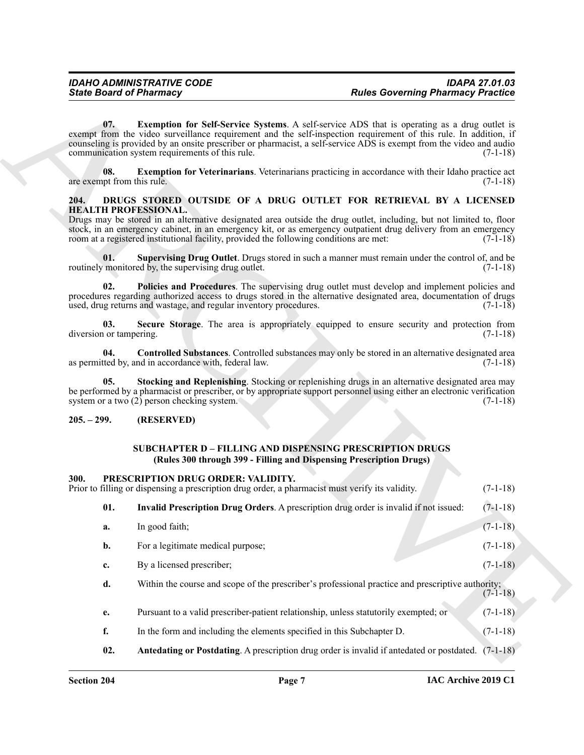**07. Exemption for Self-Service Systems**. A self-service ADS that is operating as a drug outlet is exempt from the video surveillance requirement and the self-inspection requirement of this rule. In addition, if counseling is provided by an onsite prescriber or pharmacist, a self-service ADS is exempt from the video and audio communication system requirements of this rule. (7-1-18)

**08. Exemption for Veterinarians**. Veterinarians practicing in accordance with their Idaho practice act are exempt from this rule. (7-1-18)

## 204. DRUGS STORED OUTSIDE OF A DRUG OUTLET FOR RETRIEVAL BY A LICENSED HEALTH PROFESSIONAL.

Drugs may be stored in an alternative designated area outside the drug outlet, including, but not limited to, floor stock, in an emergency cabinet, in an emergency kit, or as emergency outpatient drug delivery from an emergency room at a registered institutional facility, provided the following conditions are met: (7-1-18)

**01. Supervising Drug Outlet**. Drugs stored in such a manner must remain under the control of, and be routinely monitored by, the supervising drug outlet. (7-1-18)

**02. Policies and Procedures**. The supervising drug outlet must develop and implement policies and procedures regarding authorized access to drugs stored in the alternative designated area, documentation of drugs used, drug returns and wastage, and regular inventory procedures. (7-1-18)

**03. Secure Storage**. The area is appropriately equipped to ensure security and protection from diversion or tampering. (7-1-18)

**04. Controlled Substances**. Controlled substances may only be stored in an alternative designated area as permitted by, and in accordance with, federal law. (7-1-18)

**05. Stocking and Replenishing**. Stocking or replenishing drugs in an alternative designated area may be performed by a pharmacist or prescriber, or by appropriate support personnel using either an electronic verification system or a two (2) person checking system. (7-1-18)

## 205. – 299. (RESERVED)

## SUBCHAPTER D – FILLING AND DISPENSING PRESCRIPTION DRUGS
### (Rules 300 through 399 - Filling and Dispensing Prescription Drugs)

## 300. PRESCRIPTION DRUG ORDER: VALIDITY.

Prior to filling or dispensing a prescription drug order, a pharmacist must verify its validity. (7-1-18)

**01. Invalid Prescription Drug Orders**. A prescription drug order is invalid if not issued: (7-1-18)

a. In good faith; (7-1-18)

b. For a legitimate medical purpose; (7-1-18)

c. By a licensed prescriber; (7-1-18)

d. Within the course and scope of the prescriber's professional practice and prescriptive authority; (7-1-18)

e. Pursuant to a valid prescriber-patient relationship, unless statutorily exempted; or (7-1-18)

f. In the form and including the elements specified in this Subchapter D. (7-1-18)

**02. Antedating or Postdating**. A prescription drug order is invalid if antedated or postdated. (7-1-18)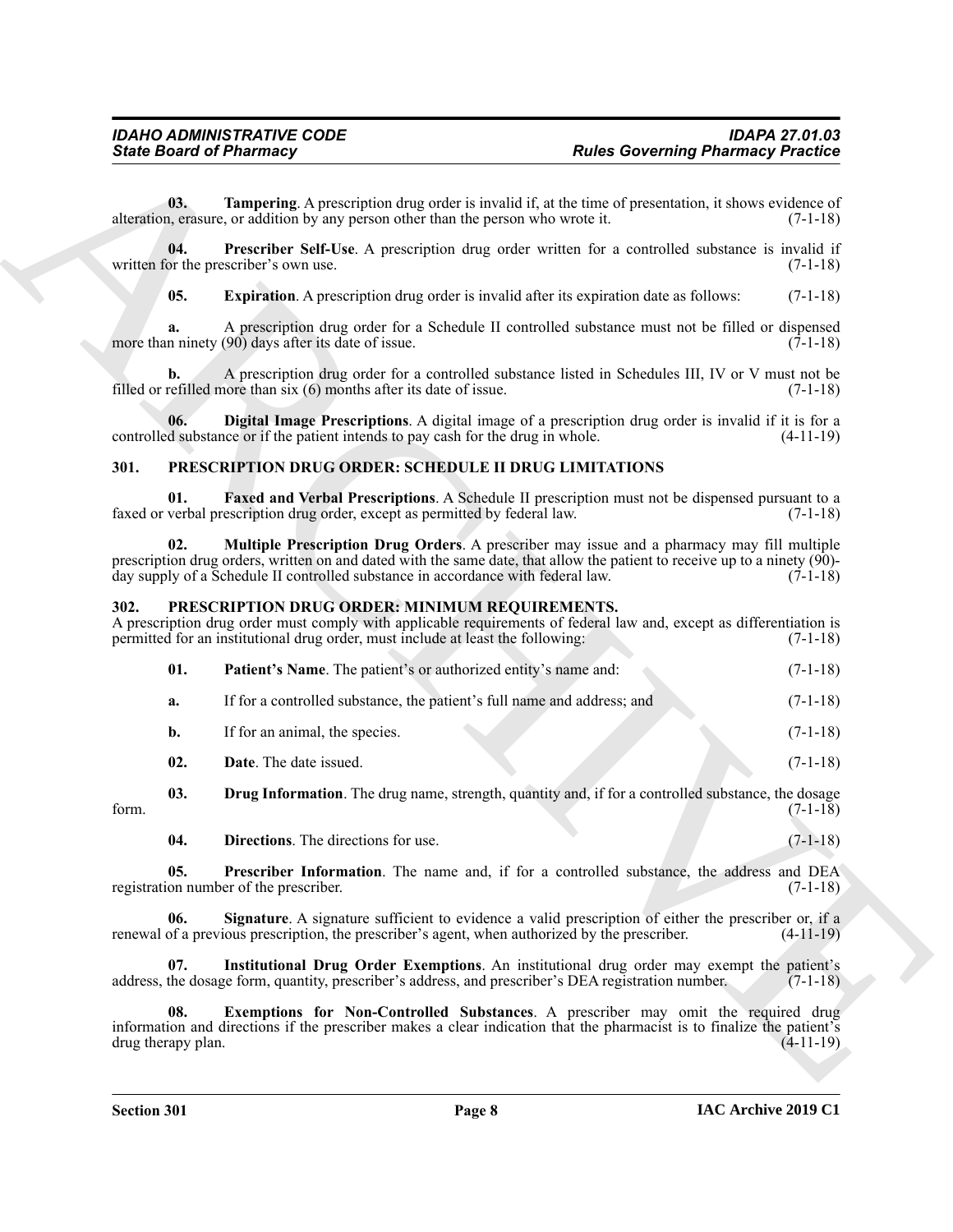**03. Tampering**. A prescription drug order is invalid if, at the time of presentation, it shows evidence of alteration, erasure, or addition by any person other than the person who wrote it. (7-1-18)

**04. Prescriber Self-Use**. A prescription drug order written for a controlled substance is invalid if written for the prescriber's own use. (7-1-18)

**05. Expiration**. A prescription drug order is invalid after its expiration date as follows: (7-1-18)

**a.** A prescription drug order for a Schedule II controlled substance must not be filled or dispensed more than ninety (90) days after its date of issue. (7-1-18)

**b.** A prescription drug order for a controlled substance listed in Schedules III, IV or V must not be filled or refilled more than six (6) months after its date of issue. (7-1-18)

**06. Digital Image Prescriptions**. A digital image of a prescription drug order is invalid if it is for a controlled substance or if the patient intends to pay cash for the drug in whole. (4-11-19)

## 301. PRESCRIPTION DRUG ORDER: SCHEDULE II DRUG LIMITATIONS

**01. Faxed and Verbal Prescriptions**. A Schedule II prescription must not be dispensed pursuant to a faxed or verbal prescription drug order, except as permitted by federal law. (7-1-18)

**02. Multiple Prescription Drug Orders**. A prescriber may issue and a pharmacy may fill multiple prescription drug orders, written on and dated with the same date, that allow the patient to receive up to a ninety (90)-day supply of a Schedule II controlled substance in accordance with federal law. (7-1-18)

## 302. PRESCRIPTION DRUG ORDER: MINIMUM REQUIREMENTS.

A prescription drug order must comply with applicable requirements of federal law and, except as differentiation is permitted for an institutional drug order, must include at least the following: (7-1-18)

**01. Patient's Name**. The patient's or authorized entity's name and: (7-1-18)

**a.** If for a controlled substance, the patient's full name and address; and (7-1-18)

**b.** If for an animal, the species. (7-1-18)

**02. Date**. The date issued. (7-1-18)

**03. Drug Information**. The drug name, strength, quantity and, if for a controlled substance, the dosage form. (7-1-18)

**04. Directions**. The directions for use. (7-1-18)

**05. Prescriber Information**. The name and, if for a controlled substance, the address and DEA registration number of the prescriber. (7-1-18)

**06. Signature**. A signature sufficient to evidence a valid prescription of either the prescriber or, if a renewal of a previous prescription, the prescriber's agent, when authorized by the prescriber. (4-11-19)

**07. Institutional Drug Order Exemptions**. An institutional drug order may exempt the patient's address, the dosage form, quantity, prescriber's address, and prescriber's DEA registration number. (7-1-18)

**08. Exemptions for Non-Controlled Substances**. A prescriber may omit the required drug information and directions if the prescriber makes a clear indication that the pharmacist is to finalize the patient's drug therapy plan. (4-11-19)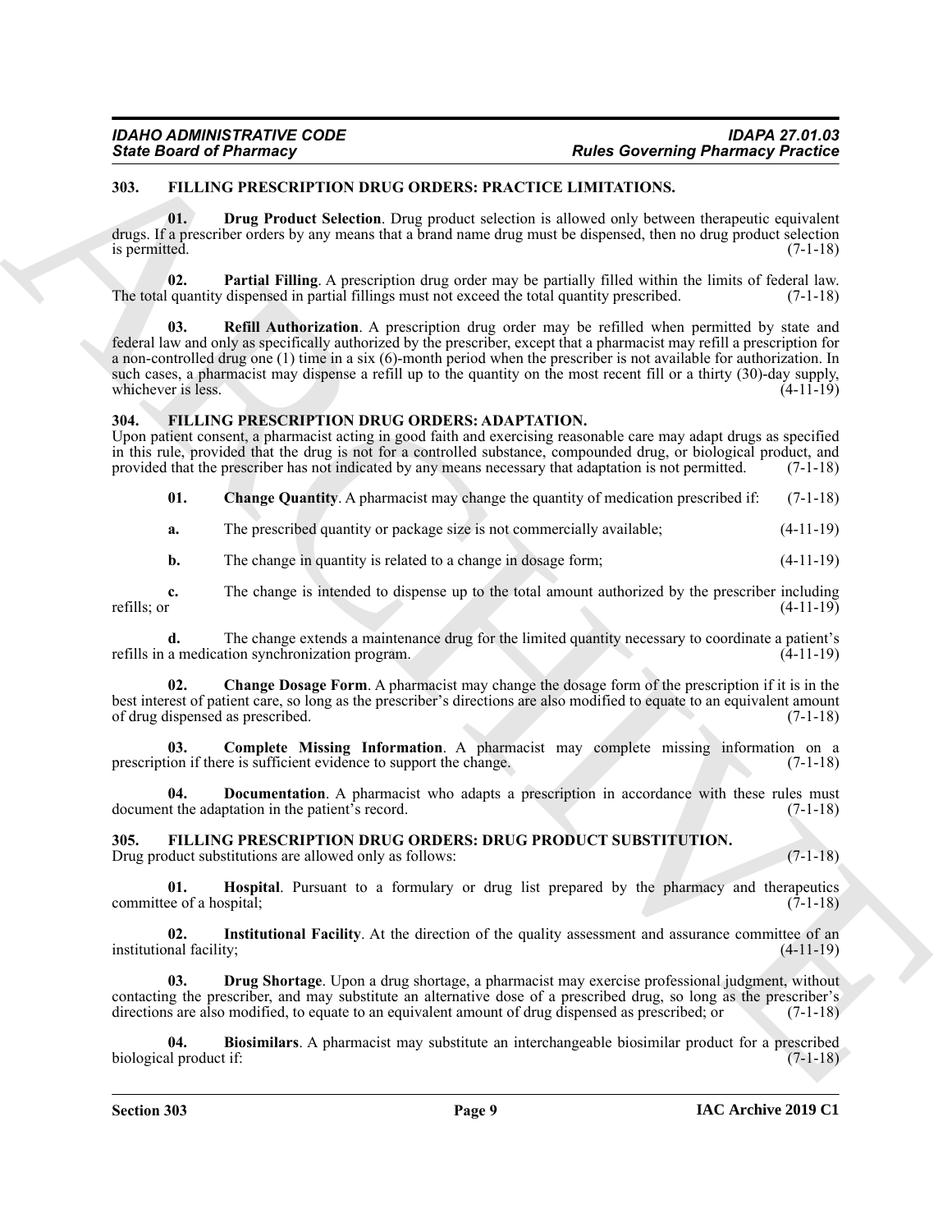## 303. FILLING PRESCRIPTION DRUG ORDERS: PRACTICE LIMITATIONS.

**01. Drug Product Selection**. Drug product selection is allowed only between therapeutic equivalent drugs. If a prescriber orders by any means that a brand name drug must be dispensed, then no drug product selection is permitted. (7-1-18)

**02. Partial Filling**. A prescription drug order may be partially filled within the limits of federal law. The total quantity dispensed in partial fillings must not exceed the total quantity prescribed. (7-1-18)

**03. Refill Authorization**. A prescription drug order may be refilled when permitted by state and federal law and only as specifically authorized by the prescriber, except that a pharmacist may refill a prescription for a non-controlled drug one (1) time in a six (6)-month period when the prescriber is not available for authorization. In such cases, a pharmacist may dispense a refill up to the quantity on the most recent fill or a thirty (30)-day supply, whichever is less. (4-11-19)

## 304. FILLING PRESCRIPTION DRUG ORDERS: ADAPTATION.

Upon patient consent, a pharmacist acting in good faith and exercising reasonable care may adapt drugs as specified in this rule, provided that the drug is not for a controlled substance, compounded drug, or biological product, and provided that the prescriber has not indicated by any means necessary that adaptation is not permitted. (7-1-18)

**01. Change Quantity**. A pharmacist may change the quantity of medication prescribed if: (7-1-18)

**a.** The prescribed quantity or package size is not commercially available; (4-11-19)

**b.** The change in quantity is related to a change in dosage form; (4-11-19)

**c.** The change is intended to dispense up to the total amount authorized by the prescriber including refills; or (4-11-19)

**d.** The change extends a maintenance drug for the limited quantity necessary to coordinate a patient's refills in a medication synchronization program. (4-11-19)

**02. Change Dosage Form**. A pharmacist may change the dosage form of the prescription if it is in the best interest of patient care, so long as the prescriber's directions are also modified to equate to an equivalent amount of drug dispensed as prescribed. (7-1-18)

**03. Complete Missing Information**. A pharmacist may complete missing information on a prescription if there is sufficient evidence to support the change. (7-1-18)

**04. Documentation**. A pharmacist who adapts a prescription in accordance with these rules must document the adaptation in the patient's record. (7-1-18)

## 305. FILLING PRESCRIPTION DRUG ORDERS: DRUG PRODUCT SUBSTITUTION.

Drug product substitutions are allowed only as follows: (7-1-18)

**01. Hospital**. Pursuant to a formulary or drug list prepared by the pharmacy and therapeutics committee of a hospital; (7-1-18)

**02. Institutional Facility**. At the direction of the quality assessment and assurance committee of an institutional facility; (4-11-19)

**03. Drug Shortage**. Upon a drug shortage, a pharmacist may exercise professional judgment, without contacting the prescriber, and may substitute an alternative dose of a prescribed drug, so long as the prescriber's directions are also modified, to equate to an equivalent amount of drug dispensed as prescribed; or (7-1-18)

**04. Biosimilars**. A pharmacist may substitute an interchangeable biosimilar product for a prescribed biological product if: (7-1-18)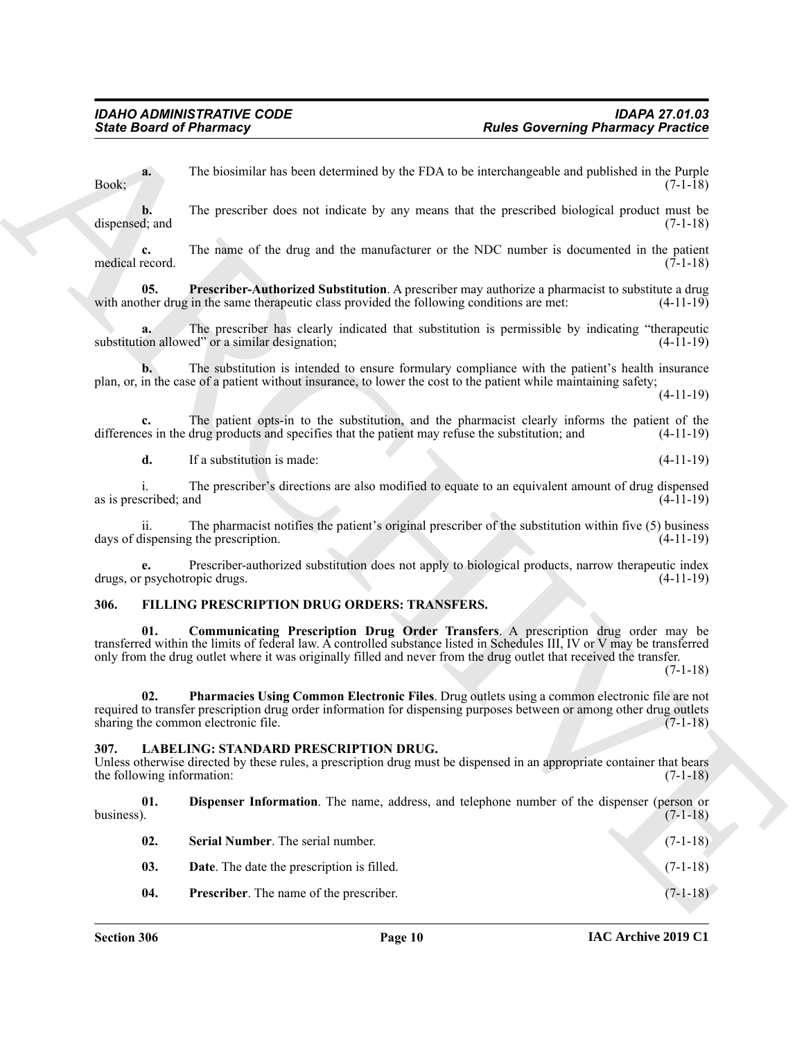**a.** The biosimilar has been determined by the FDA to be interchangeable and published in the Purple Book; (7-1-18)

**b.** The prescriber does not indicate by any means that the prescribed biological product must be dispensed; and (7-1-18)

**c.** The name of the drug and the manufacturer or the NDC number is documented in the patient medical record. (7-1-18)

**05. Prescriber-Authorized Substitution**. A prescriber may authorize a pharmacist to substitute a drug with another drug in the same therapeutic class provided the following conditions are met: (4-11-19)

**a.** The prescriber has clearly indicated that substitution is permissible by indicating "therapeutic substitution allowed" or a similar designation; (4-11-19)

**b.** The substitution is intended to ensure formulary compliance with the patient's health insurance plan, or, in the case of a patient without insurance, to lower the cost to the patient while maintaining safety; (4-11-19)

**c.** The patient opts-in to the substitution, and the pharmacist clearly informs the patient of the differences in the drug products and specifies that the patient may refuse the substitution; and (4-11-19)

**d.** If a substitution is made: (4-11-19)

i. The prescriber's directions are also modified to equate to an equivalent amount of drug dispensed as is prescribed; and (4-11-19)

ii. The pharmacist notifies the patient's original prescriber of the substitution within five (5) business days of dispensing the prescription. (4-11-19)

**e.** Prescriber-authorized substitution does not apply to biological products, narrow therapeutic index drugs, or psychotropic drugs. (4-11-19)

## 306. FILLING PRESCRIPTION DRUG ORDERS: TRANSFERS.

**01. Communicating Prescription Drug Order Transfers**. A prescription drug order may be transferred within the limits of federal law. A controlled substance listed in Schedules III, IV or V may be transferred only from the drug outlet where it was originally filled and never from the drug outlet that received the transfer. (7-1-18)

**02. Pharmacies Using Common Electronic Files**. Drug outlets using a common electronic file are not required to transfer prescription drug order information for dispensing purposes between or among other drug outlets sharing the common electronic file. (7-1-18)

## 307. LABELING: STANDARD PRESCRIPTION DRUG.

Unless otherwise directed by these rules, a prescription drug must be dispensed in an appropriate container that bears the following information: (7-1-18)

**01. Dispenser Information**. The name, address, and telephone number of the dispenser (person or business). (7-1-18)

**02. Serial Number**. The serial number. (7-1-18)

**03. Date**. The date the prescription is filled. (7-1-18)

**04. Prescriber**. The name of the prescriber. (7-1-18)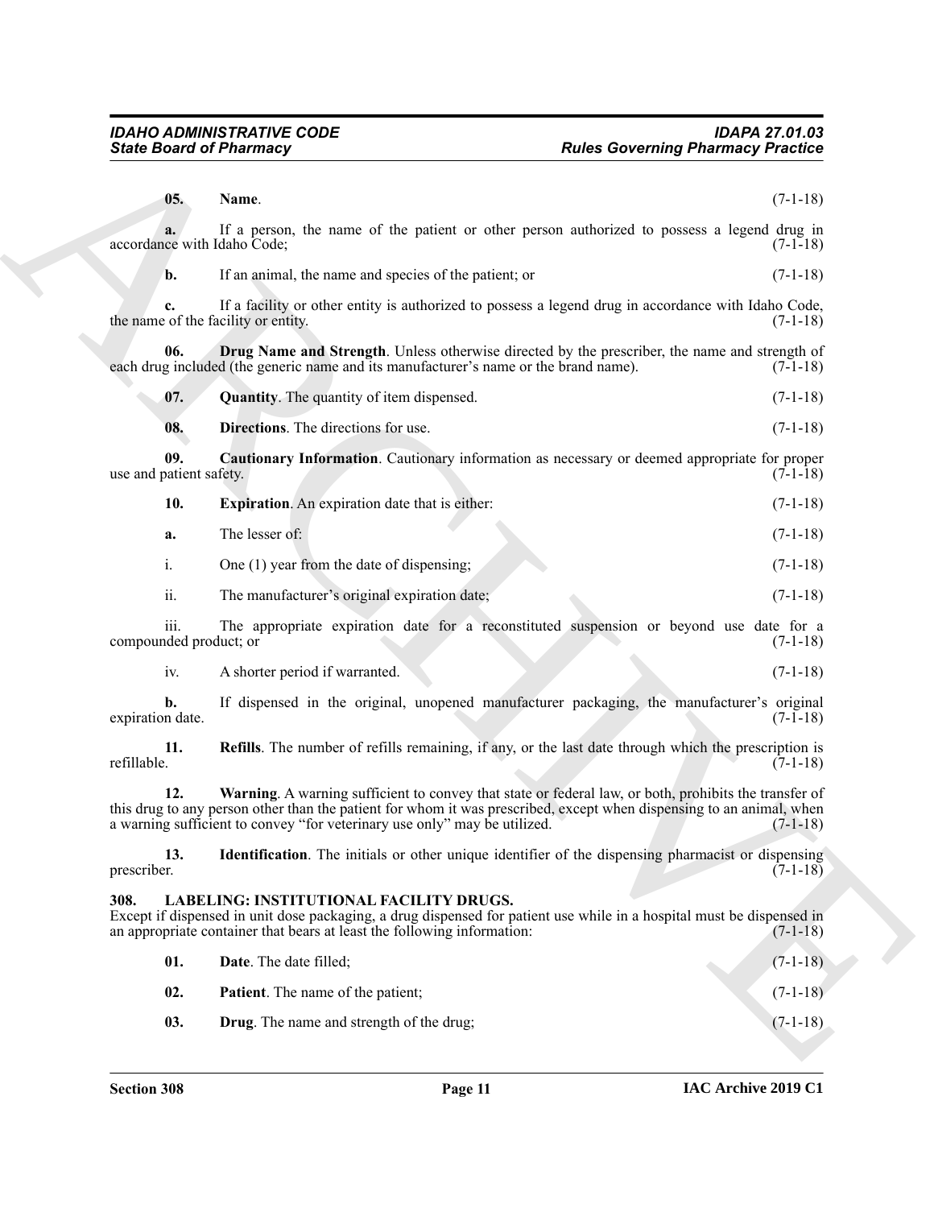**05. Name.** (7-1-18)

**a.** If a person, the name of the patient or other person authorized to possess a legend drug in accordance with Idaho Code; (7-1-18)

**b.** If an animal, the name and species of the patient; or (7-1-18)

**c.** If a facility or other entity is authorized to possess a legend drug in accordance with Idaho Code, the name of the facility or entity. (7-1-18)

**06. Drug Name and Strength**. Unless otherwise directed by the prescriber, the name and strength of each drug included (the generic name and its manufacturer's name or the brand name). (7-1-18)

**07. Quantity**. The quantity of item dispensed. (7-1-18)

**08. Directions**. The directions for use. (7-1-18)

**09. Cautionary Information**. Cautionary information as necessary or deemed appropriate for proper use and patient safety. (7-1-18)

**10. Expiration**. An expiration date that is either: (7-1-18)

**a.** The lesser of: (7-1-18)

i. One (1) year from the date of dispensing; (7-1-18)

ii. The manufacturer's original expiration date; (7-1-18)

iii. The appropriate expiration date for a reconstituted suspension or beyond use date for a compounded product; or (7-1-18)

iv. A shorter period if warranted. (7-1-18)

**b.** If dispensed in the original, unopened manufacturer packaging, the manufacturer's original expiration date. (7-1-18)

**11. Refills**. The number of refills remaining, if any, or the last date through which the prescription is refillable. (7-1-18)

**12. Warning**. A warning sufficient to convey that state or federal law, or both, prohibits the transfer of this drug to any person other than the patient for whom it was prescribed, except when dispensing to an animal, when a warning sufficient to convey "for veterinary use only" may be utilized. (7-1-18)

**13. Identification**. The initials or other unique identifier of the dispensing pharmacist or dispensing prescriber. (7-1-18)

## 308. LABELING: INSTITUTIONAL FACILITY DRUGS.

Except if dispensed in unit dose packaging, a drug dispensed for patient use while in a hospital must be dispensed in an appropriate container that bears at least the following information: (7-1-18)

**01. Date**. The date filled; (7-1-18)

**02. Patient**. The name of the patient; (7-1-18)

**03. Drug**. The name and strength of the drug; (7-1-18)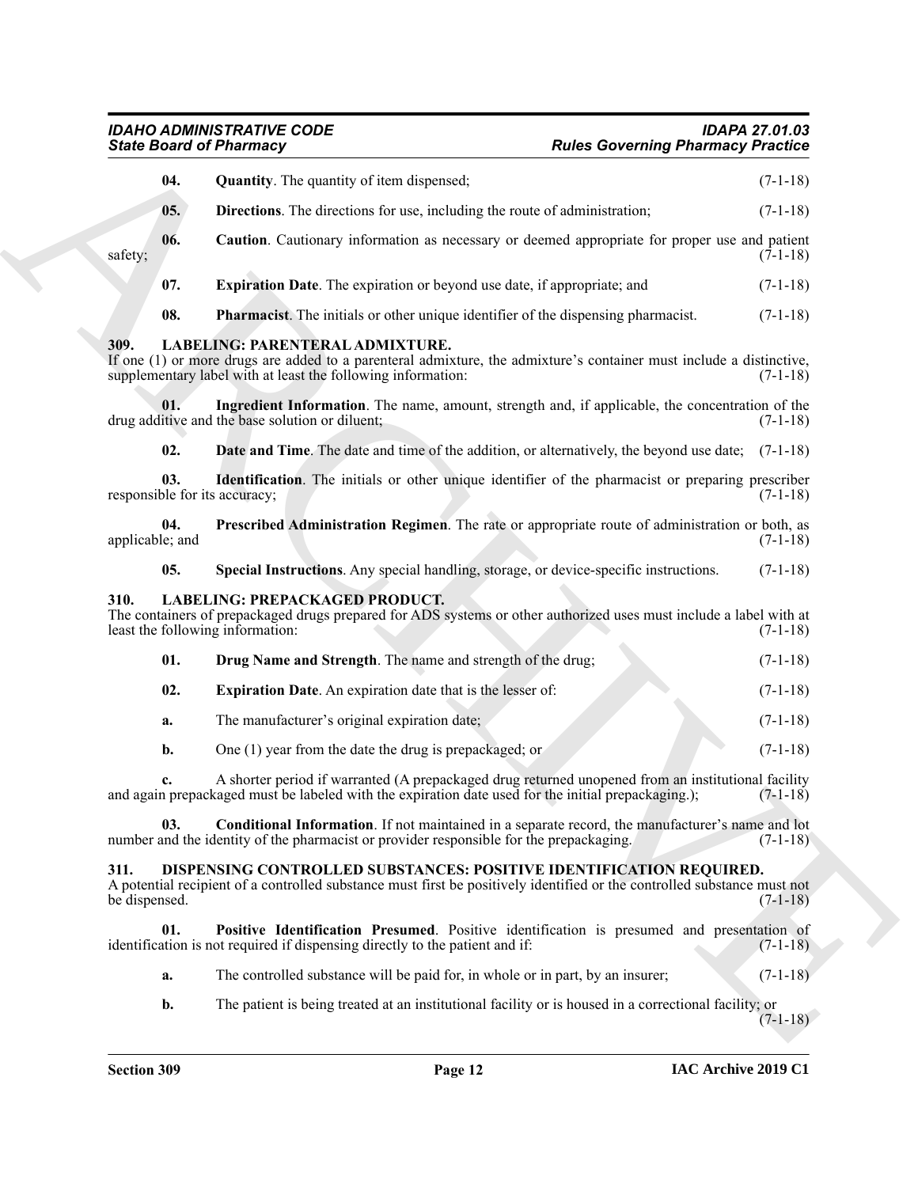**04.** **Quantity**. The quantity of item dispensed; (7-1-18)

**05.** **Directions**. The directions for use, including the route of administration; (7-1-18)

**06.** **Caution**. Cautionary information as necessary or deemed appropriate for proper use and patient safety; (7-1-18)

**07.** **Expiration Date**. The expiration or beyond use date, if appropriate; and (7-1-18)

**08.** **Pharmacist**. The initials or other unique identifier of the dispensing pharmacist. (7-1-18)

## 309. LABELING: PARENTERAL ADMIXTURE.

If one (1) or more drugs are added to a parenteral admixture, the admixture's container must include a distinctive, supplementary label with at least the following information: (7-1-18)

**01.** **Ingredient Information**. The name, amount, strength and, if applicable, the concentration of the drug additive and the base solution or diluent; (7-1-18)

**02.** **Date and Time**. The date and time of the addition, or alternatively, the beyond use date; (7-1-18)

**03.** **Identification**. The initials or other unique identifier of the pharmacist or preparing prescriber responsible for its accuracy; (7-1-18)

**04.** **Prescribed Administration Regimen**. The rate or appropriate route of administration or both, as applicable; and (7-1-18)

**05.** **Special Instructions**. Any special handling, storage, or device-specific instructions. (7-1-18)

## 310. LABELING: PREPACKAGED PRODUCT.

The containers of prepackaged drugs prepared for ADS systems or other authorized uses must include a label with at least the following information: (7-1-18)

**01.** **Drug Name and Strength**. The name and strength of the drug; (7-1-18)

**02.** **Expiration Date**. An expiration date that is the lesser of: (7-1-18)

**a.** The manufacturer's original expiration date; (7-1-18)

**b.** One (1) year from the date the drug is prepackaged; or (7-1-18)

**c.** A shorter period if warranted (A prepackaged drug returned unopened from an institutional facility and again prepackaged must be labeled with the expiration date used for the initial prepackaging.); (7-1-18)

**03.** **Conditional Information**. If not maintained in a separate record, the manufacturer's name and lot number and the identity of the pharmacist or provider responsible for the prepackaging. (7-1-18)

## 311. DISPENSING CONTROLLED SUBSTANCES: POSITIVE IDENTIFICATION REQUIRED.

A potential recipient of a controlled substance must first be positively identified or the controlled substance must not be dispensed. (7-1-18)

**01.** **Positive Identification Presumed**. Positive identification is presumed and presentation of identification is not required if dispensing directly to the patient and if: (7-1-18)

**a.** The controlled substance will be paid for, in whole or in part, by an insurer; (7-1-18)

**b.** The patient is being treated at an institutional facility or is housed in a correctional facility; or (7-1-18)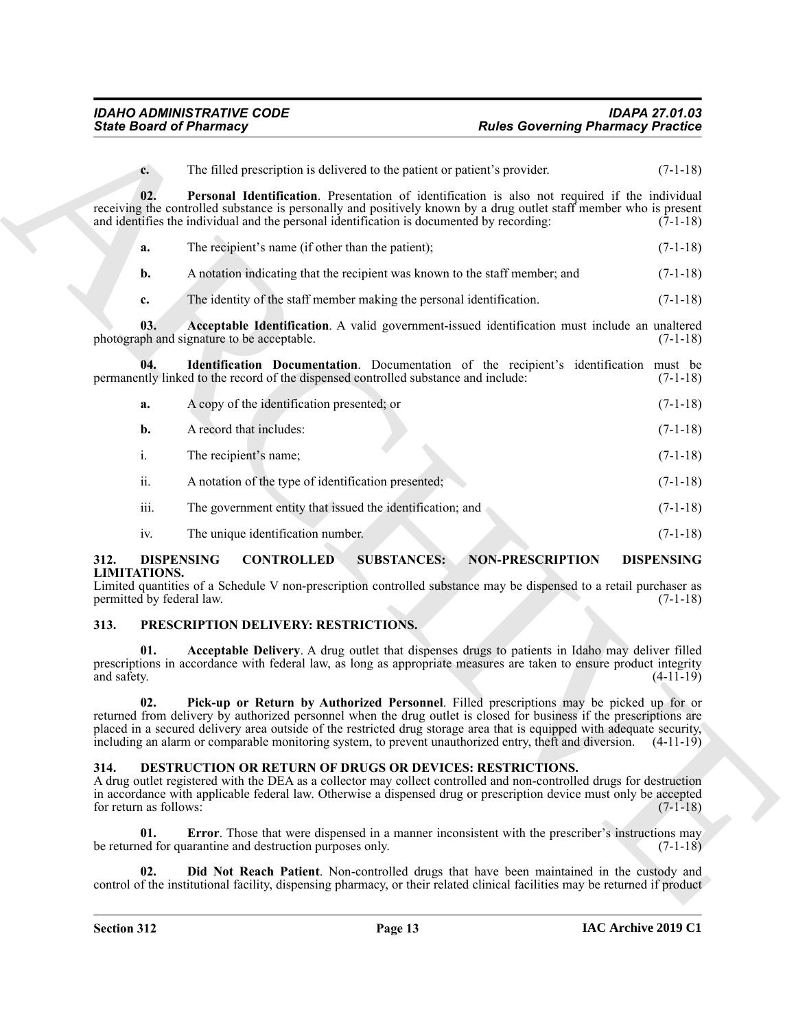**c.** The filled prescription is delivered to the patient or patient's provider. (7-1-18)

**02. Personal Identification**. Presentation of identification is also not required if the individual receiving the controlled substance is personally and positively known by a drug outlet staff member who is present and identifies the individual and the personal identification is documented by recording: (7-1-18)

**a.** The recipient's name (if other than the patient); (7-1-18)

**b.** A notation indicating that the recipient was known to the staff member; and (7-1-18)

**c.** The identity of the staff member making the personal identification. (7-1-18)

**03. Acceptable Identification**. A valid government-issued identification must include an unaltered photograph and signature to be acceptable. (7-1-18)

**04. Identification Documentation**. Documentation of the recipient's identification must be permanently linked to the record of the dispensed controlled substance and include: (7-1-18)

**a.** A copy of the identification presented; or (7-1-18)

**b.** A record that includes: (7-1-18)

i. The recipient's name; (7-1-18)

ii. A notation of the type of identification presented; (7-1-18)

iii. The government entity that issued the identification; and (7-1-18)

iv. The unique identification number. (7-1-18)

## 312. DISPENSING CONTROLLED SUBSTANCES: NON-PRESCRIPTION DISPENSING LIMITATIONS.

Limited quantities of a Schedule V non-prescription controlled substance may be dispensed to a retail purchaser as permitted by federal law. (7-1-18)

## 313. PRESCRIPTION DELIVERY: RESTRICTIONS.

**01. Acceptable Delivery**. A drug outlet that dispenses drugs to patients in Idaho may deliver filled prescriptions in accordance with federal law, as long as appropriate measures are taken to ensure product integrity and safety. (4-11-19)

**02. Pick-up or Return by Authorized Personnel**. Filled prescriptions may be picked up for or returned from delivery by authorized personnel when the drug outlet is closed for business if the prescriptions are placed in a secured delivery area outside of the restricted drug storage area that is equipped with adequate security, including an alarm or comparable monitoring system, to prevent unauthorized entry, theft and diversion. (4-11-19)

## 314. DESTRUCTION OR RETURN OF DRUGS OR DEVICES: RESTRICTIONS.

A drug outlet registered with the DEA as a collector may collect controlled and non-controlled drugs for destruction in accordance with applicable federal law. Otherwise a dispensed drug or prescription device must only be accepted for return as follows: (7-1-18)

**01. Error**. Those that were dispensed in a manner inconsistent with the prescriber's instructions may be returned for quarantine and destruction purposes only. (7-1-18)

**02. Did Not Reach Patient**. Non-controlled drugs that have been maintained in the custody and control of the institutional facility, dispensing pharmacy, or their related clinical facilities may be returned if product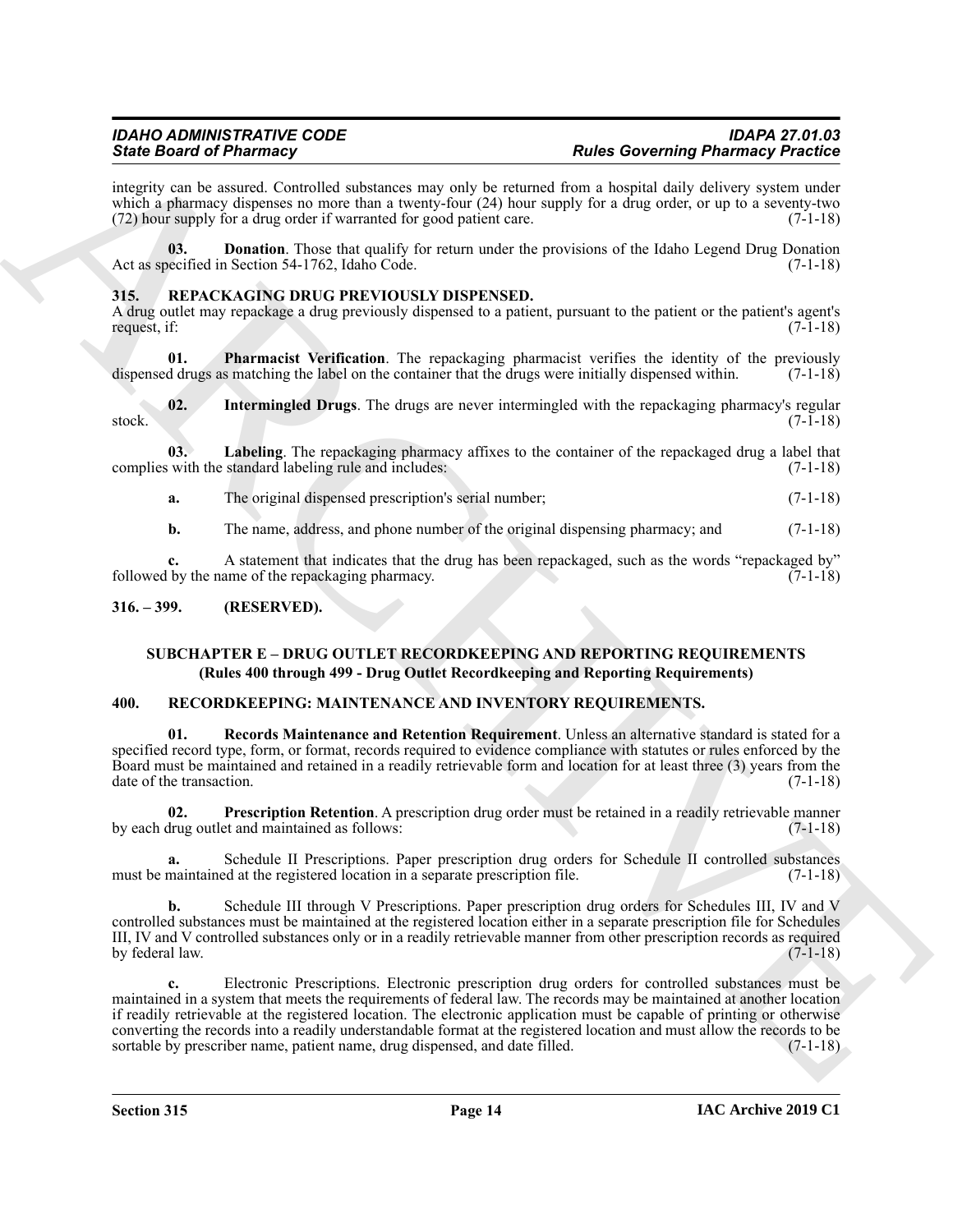integrity can be assured. Controlled substances may only be returned from a hospital daily delivery system under which a pharmacy dispenses no more than a twenty-four (24) hour supply for a drug order, or up to a seventy-two (72) hour supply for a drug order if warranted for good patient care. (7-1-18)

**03. Donation**. Those that qualify for return under the provisions of the Idaho Legend Drug Donation Act as specified in Section 54-1762, Idaho Code. (7-1-18)

## 315. REPACKAGING DRUG PREVIOUSLY DISPENSED.

A drug outlet may repackage a drug previously dispensed to a patient, pursuant to the patient or the patient's agent's request, if: (7-1-18)

**01. Pharmacist Verification**. The repackaging pharmacist verifies the identity of the previously dispensed drugs as matching the label on the container that the drugs were initially dispensed within. (7-1-18)

**02. Intermingled Drugs**. The drugs are never intermingled with the repackaging pharmacy's regular stock. (7-1-18)

**03. Labeling**. The repackaging pharmacy affixes to the container of the repackaged drug a label that complies with the standard labeling rule and includes: (7-1-18)

**a.** The original dispensed prescription's serial number; (7-1-18)

**b.** The name, address, and phone number of the original dispensing pharmacy; and (7-1-18)

**c.** A statement that indicates that the drug has been repackaged, such as the words "repackaged by" followed by the name of the repackaging pharmacy. (7-1-18)

## 316. – 399. (RESERVED).

## SUBCHAPTER E – DRUG OUTLET RECORDKEEPING AND REPORTING REQUIREMENTS
### (Rules 400 through 499 - Drug Outlet Recordkeeping and Reporting Requirements)

## 400. RECORDKEEPING: MAINTENANCE AND INVENTORY REQUIREMENTS.

**01. Records Maintenance and Retention Requirement**. Unless an alternative standard is stated for a specified record type, form, or format, records required to evidence compliance with statutes or rules enforced by the Board must be maintained and retained in a readily retrievable form and location for at least three (3) years from the date of the transaction. (7-1-18)

**02. Prescription Retention**. A prescription drug order must be retained in a readily retrievable manner by each drug outlet and maintained as follows: (7-1-18)

**a.** Schedule II Prescriptions. Paper prescription drug orders for Schedule II controlled substances must be maintained at the registered location in a separate prescription file. (7-1-18)

**b.** Schedule III through V Prescriptions. Paper prescription drug orders for Schedules III, IV and V controlled substances must be maintained at the registered location either in a separate prescription file for Schedules III, IV and V controlled substances only or in a readily retrievable manner from other prescription records as required by federal law. (7-1-18)

**c.** Electronic Prescriptions. Electronic prescription drug orders for controlled substances must be maintained in a system that meets the requirements of federal law. The records may be maintained at another location if readily retrievable at the registered location. The electronic application must be capable of printing or otherwise converting the records into a readily understandable format at the registered location and must allow the records to be sortable by prescriber name, patient name, drug dispensed, and date filled. (7-1-18)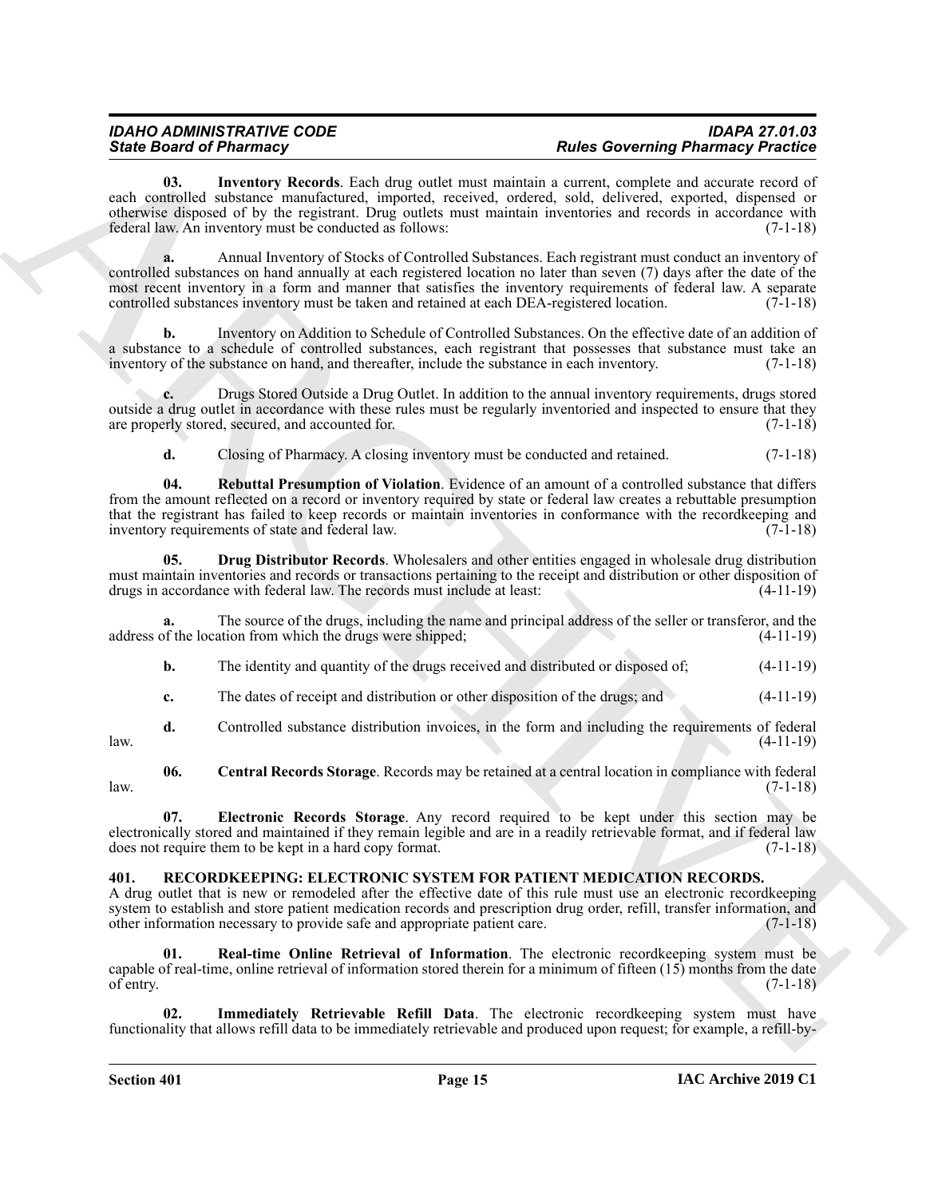**03. Inventory Records**. Each drug outlet must maintain a current, complete and accurate record of each controlled substance manufactured, imported, received, ordered, sold, delivered, exported, dispensed or otherwise disposed of by the registrant. Drug outlets must maintain inventories and records in accordance with federal law. An inventory must be conducted as follows: (7-1-18)

**a.** Annual Inventory of Stocks of Controlled Substances. Each registrant must conduct an inventory of controlled substances on hand annually at each registered location no later than seven (7) days after the date of the most recent inventory in a form and manner that satisfies the inventory requirements of federal law. A separate controlled substances inventory must be taken and retained at each DEA-registered location. (7-1-18)

**b.** Inventory on Addition to Schedule of Controlled Substances. On the effective date of an addition of a substance to a schedule of controlled substances, each registrant that possesses that substance must take an inventory of the substance on hand, and thereafter, include the substance in each inventory. (7-1-18)

**c.** Drugs Stored Outside a Drug Outlet. In addition to the annual inventory requirements, drugs stored outside a drug outlet in accordance with these rules must be regularly inventoried and inspected to ensure that they are properly stored, secured, and accounted for. (7-1-18)

**d.** Closing of Pharmacy. A closing inventory must be conducted and retained. (7-1-18)

**04. Rebuttal Presumption of Violation**. Evidence of an amount of a controlled substance that differs from the amount reflected on a record or inventory required by state or federal law creates a rebuttable presumption that the registrant has failed to keep records or maintain inventories in conformance with the recordkeeping and inventory requirements of state and federal law. (7-1-18)

**05. Drug Distributor Records**. Wholesalers and other entities engaged in wholesale drug distribution must maintain inventories and records or transactions pertaining to the receipt and distribution or other disposition of drugs in accordance with federal law. The records must include at least: (4-11-19)

**a.** The source of the drugs, including the name and principal address of the seller or transferor, and the address of the location from which the drugs were shipped; (4-11-19)

**b.** The identity and quantity of the drugs received and distributed or disposed of; (4-11-19)

**c.** The dates of receipt and distribution or other disposition of the drugs; and (4-11-19)

**d.** Controlled substance distribution invoices, in the form and including the requirements of federal law. (4-11-19)

**06. Central Records Storage**. Records may be retained at a central location in compliance with federal law. (7-1-18)

**07. Electronic Records Storage**. Any record required to be kept under this section may be electronically stored and maintained if they remain legible and are in a readily retrievable format, and if federal law does not require them to be kept in a hard copy format. (7-1-18)

## 401. RECORDKEEPING: ELECTRONIC SYSTEM FOR PATIENT MEDICATION RECORDS.

A drug outlet that is new or remodeled after the effective date of this rule must use an electronic recordkeeping system to establish and store patient medication records and prescription drug order, refill, transfer information, and other information necessary to provide safe and appropriate patient care. (7-1-18)

**01. Real-time Online Retrieval of Information**. The electronic recordkeeping system must be capable of real-time, online retrieval of information stored therein for a minimum of fifteen (15) months from the date of entry. (7-1-18)

**02. Immediately Retrievable Refill Data**. The electronic recordkeeping system must have functionality that allows refill data to be immediately retrievable and produced upon request; for example, a refill-by-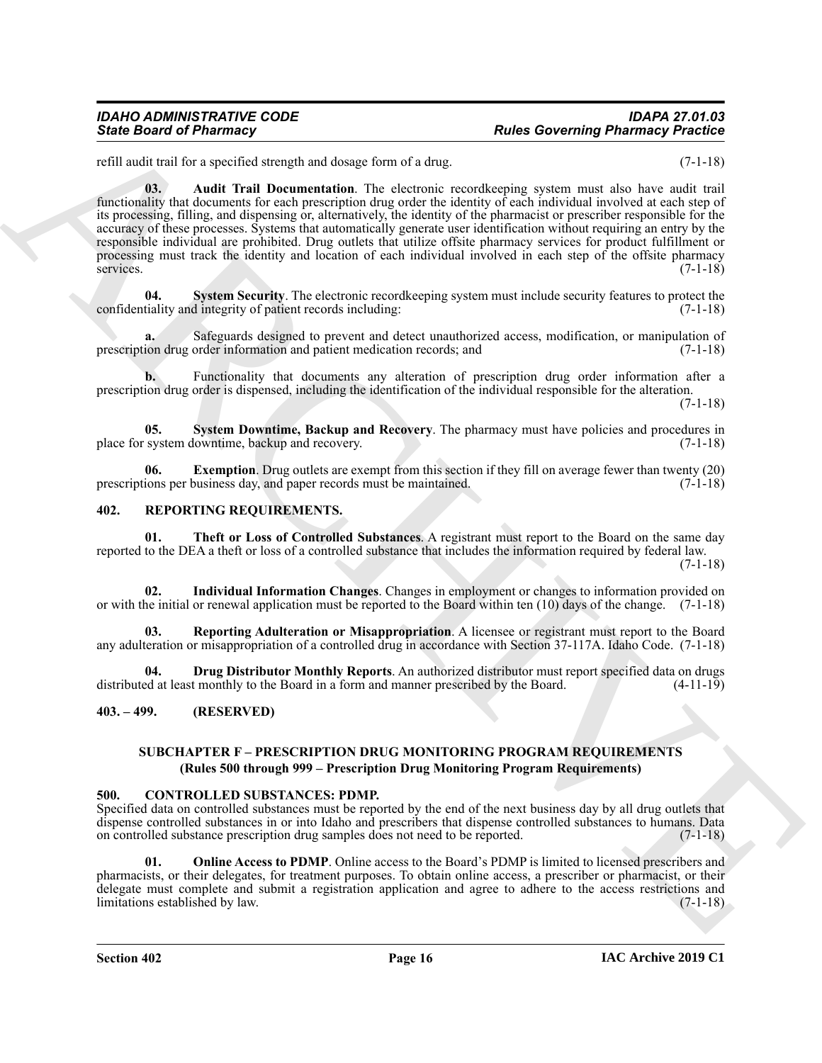refill audit trail for a specified strength and dosage form of a drug. (7-1-18)

**03. Audit Trail Documentation**. The electronic recordkeeping system must also have audit trail functionality that documents for each prescription drug order the identity of each individual involved at each step of its processing, filling, and dispensing or, alternatively, the identity of the pharmacist or prescriber responsible for the accuracy of these processes. Systems that automatically generate user identification without requiring an entry by the responsible individual are prohibited. Drug outlets that utilize offsite pharmacy services for product fulfillment or processing must track the identity and location of each individual involved in each step of the offsite pharmacy services. (7-1-18)

**04. System Security**. The electronic recordkeeping system must include security features to protect the confidentiality and integrity of patient records including: (7-1-18)

**a.** Safeguards designed to prevent and detect unauthorized access, modification, or manipulation of prescription drug order information and patient medication records; and (7-1-18)

**b.** Functionality that documents any alteration of prescription drug order information after a prescription drug order is dispensed, including the identification of the individual responsible for the alteration. (7-1-18)

**05. System Downtime, Backup and Recovery**. The pharmacy must have policies and procedures in place for system downtime, backup and recovery. (7-1-18)

**06. Exemption**. Drug outlets are exempt from this section if they fill on average fewer than twenty (20) prescriptions per business day, and paper records must be maintained. (7-1-18)

## 402. REPORTING REQUIREMENTS.

**01. Theft or Loss of Controlled Substances**. A registrant must report to the Board on the same day reported to the DEA a theft or loss of a controlled substance that includes the information required by federal law. (7-1-18)

**02. Individual Information Changes**. Changes in employment or changes to information provided on or with the initial or renewal application must be reported to the Board within ten (10) days of the change. (7-1-18)

**03. Reporting Adulteration or Misappropriation**. A licensee or registrant must report to the Board any adulteration or misappropriation of a controlled drug in accordance with Section 37-117A. Idaho Code. (7-1-18)

**04. Drug Distributor Monthly Reports**. An authorized distributor must report specified data on drugs distributed at least monthly to the Board in a form and manner prescribed by the Board. (4-11-19)

## 403. – 499. (RESERVED)

## SUBCHAPTER F – PRESCRIPTION DRUG MONITORING PROGRAM REQUIREMENTS
### (Rules 500 through 999 – Prescription Drug Monitoring Program Requirements)

## 500. CONTROLLED SUBSTANCES: PDMP.

Specified data on controlled substances must be reported by the end of the next business day by all drug outlets that dispense controlled substances in or into Idaho and prescribers that dispense controlled substances to humans. Data on controlled substance prescription drug samples does not need to be reported. (7-1-18)

**01. Online Access to PDMP**. Online access to the Board's PDMP is limited to licensed prescribers and pharmacists, or their delegates, for treatment purposes. To obtain online access, a prescriber or pharmacist, or their delegate must complete and submit a registration application and agree to adhere to the access restrictions and limitations established by law. (7-1-18)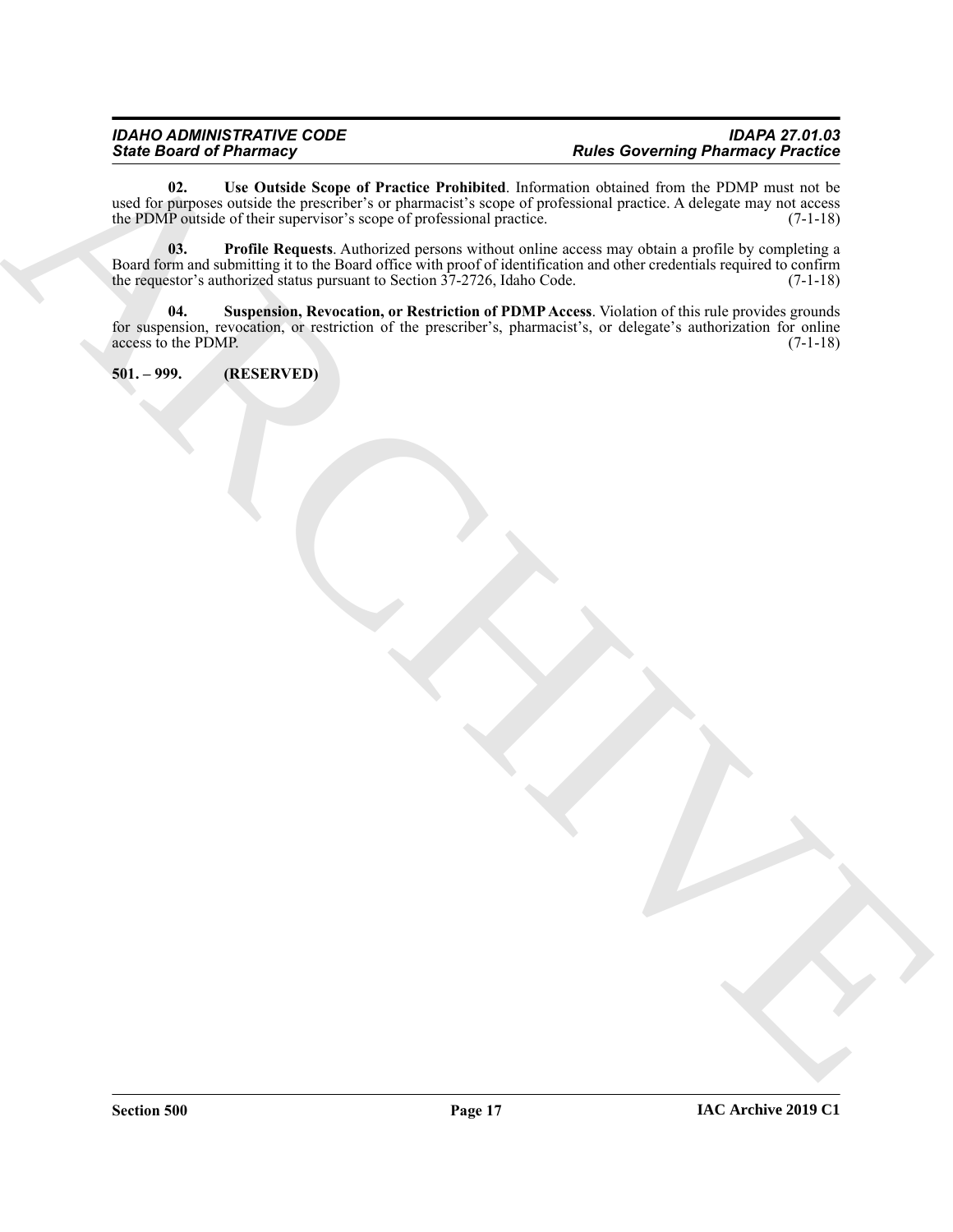**02. Use Outside Scope of Practice Prohibited**. Information obtained from the PDMP must not be used for purposes outside the prescriber's or pharmacist's scope of professional practice. A delegate may not access the PDMP outside of their supervisor's scope of professional practice. (7-1-18)

**03. Profile Requests**. Authorized persons without online access may obtain a profile by completing a Board form and submitting it to the Board office with proof of identification and other credentials required to confirm the requestor's authorized status pursuant to Section 37-2726, Idaho Code. (7-1-18)

**04. Suspension, Revocation, or Restriction of PDMP Access**. Violation of this rule provides grounds for suspension, revocation, or restriction of the prescriber's, pharmacist's, or delegate's authorization for online access to the PDMP. (7-1-18)

**501. – 999. (RESERVED)**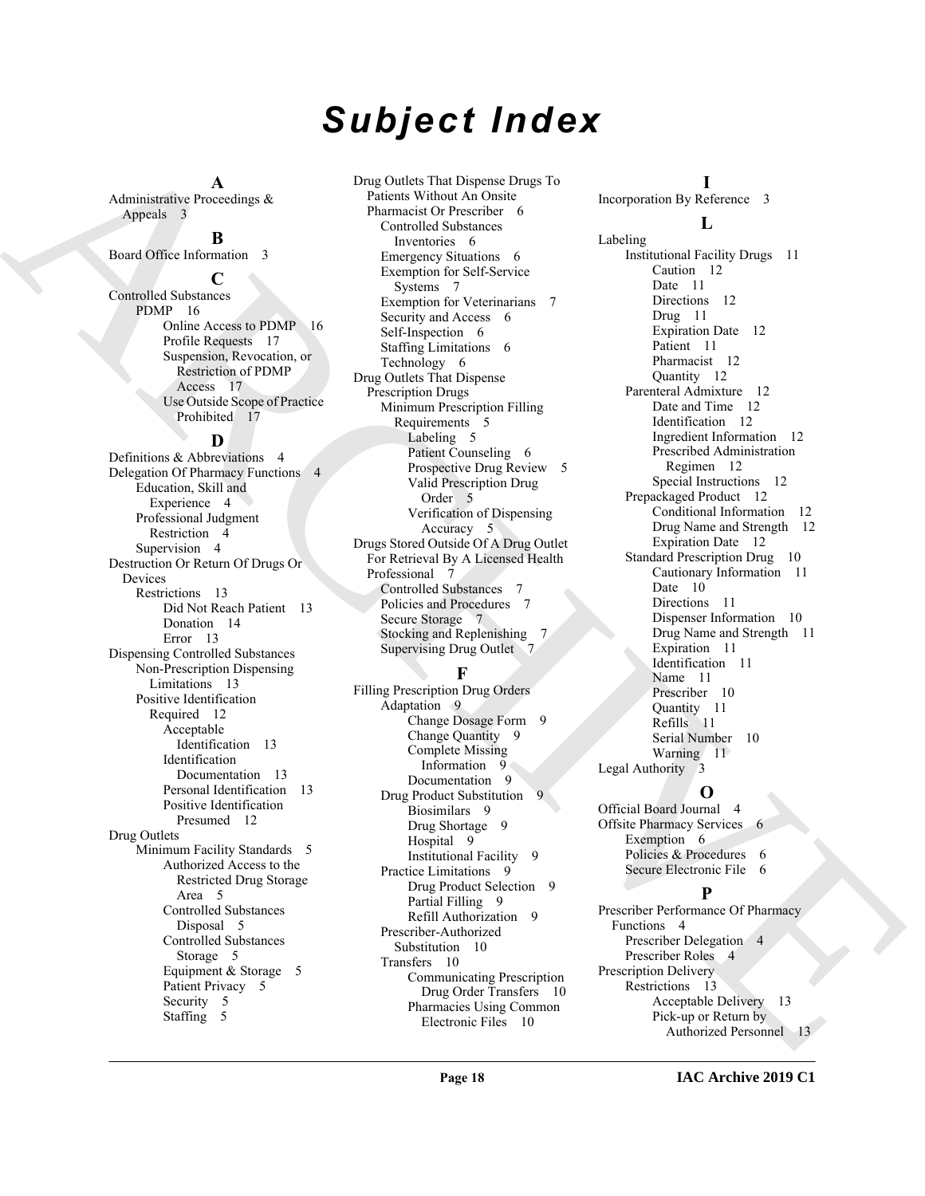# Subject Index

**A**

Administrative Proceedings & Appeals 3

**B**

Board Office Information 3

**C**

Controlled Substances
- PDMP 16
  - Online Access to PDMP 16
  - Profile Requests 17
  - Suspension, Revocation, or Restriction of PDMP Access 17
  - Use Outside Scope of Practice Prohibited 17

**D**

Definitions & Abbreviations 4

Delegation Of Pharmacy Functions 4
- Education, Skill and Experience 4
- Professional Judgment Restriction 4
- Supervision 4

Destruction Or Return Of Drugs Or Devices
- Restrictions 13
  - Did Not Reach Patient 13
  - Donation 14
  - Error 13

Dispensing Controlled Substances
- Non-Prescription Dispensing Limitations 13
- Positive Identification Required 12
  - Acceptable Identification 13
  - Identification Documentation 13
  - Personal Identification 13
  - Positive Identification Presumed 12

Drug Outlets
- Minimum Facility Standards 5
  - Authorized Access to the Restricted Drug Storage Area 5
  - Controlled Substances Disposal 5
  - Controlled Substances Storage 5
  - Equipment & Storage 5
  - Patient Privacy 5
  - Security 5
  - Staffing 5

Drug Outlets That Dispense Drugs To Patients Without An Onsite Pharmacist Or Prescriber 6
- Controlled Substances Inventories 6
- Emergency Situations 6
- Exemption for Self-Service Systems 7
- Exemption for Veterinarians 7
- Security and Access 6
- Self-Inspection 6
- Staffing Limitations 6
- Technology 6

Drug Outlets That Dispense Prescription Drugs
- Minimum Prescription Filling Requirements 5
  - Labeling 5
  - Patient Counseling 6
  - Prospective Drug Review 5
  - Valid Prescription Drug Order 5
  - Verification of Dispensing Accuracy 5

Drugs Stored Outside Of A Drug Outlet For Retrieval By A Licensed Health Professional 7
- Controlled Substances 7
- Policies and Procedures 7
- Secure Storage 7
- Stocking and Replenishing 7
- Supervising Drug Outlet 7

**F**

Filling Prescription Drug Orders
- Adaptation 9
  - Change Dosage Form 9
  - Change Quantity 9
  - Complete Missing Information 9
  - Documentation 9
- Drug Product Substitution 9
  - Biosimilars 9
  - Drug Shortage 9
  - Hospital 9
  - Institutional Facility 9
- Practice Limitations 9
  - Drug Product Selection 9
  - Partial Filling 9
  - Refill Authorization 9
- Prescriber-Authorized Substitution 10
- Transfers 10
  - Communicating Prescription Drug Order Transfers 10
  - Pharmacies Using Common Electronic Files 10

**I**

Incorporation By Reference 3

**L**

Labeling
- Institutional Facility Drugs 11
  - Caution 12
  - Date 11
  - Directions 12
  - Drug 11
  - Expiration Date 12
  - Patient 11
  - Pharmacist 12
  - Quantity 12
- Parenteral Admixture 12
  - Date and Time 12
  - Identification 12
  - Ingredient Information 12
  - Prescribed Administration Regimen 12
  - Special Instructions 12
- Prepackaged Product 12
  - Conditional Information 12
  - Drug Name and Strength 12
  - Expiration Date 12
- Standard Prescription Drug 10
  - Cautionary Information 11
  - Date 10
  - Directions 11
  - Dispenser Information 10
  - Drug Name and Strength 11
  - Expiration 11
  - Identification 11
  - Name 11
  - Prescriber 10
  - Quantity 11
  - Refills 11
  - Serial Number 10
  - Warning 11

Legal Authority 3

**O**

Official Board Journal 4

Offsite Pharmacy Services 6
- Exemption 6
- Policies & Procedures 6
- Secure Electronic File 6

**P**

Prescriber Performance Of Pharmacy Functions 4
- Prescriber Delegation 4
- Prescriber Roles 4

Prescription Delivery
- Restrictions 13
  - Acceptable Delivery 13
  - Pick-up or Return by Authorized Personnel 13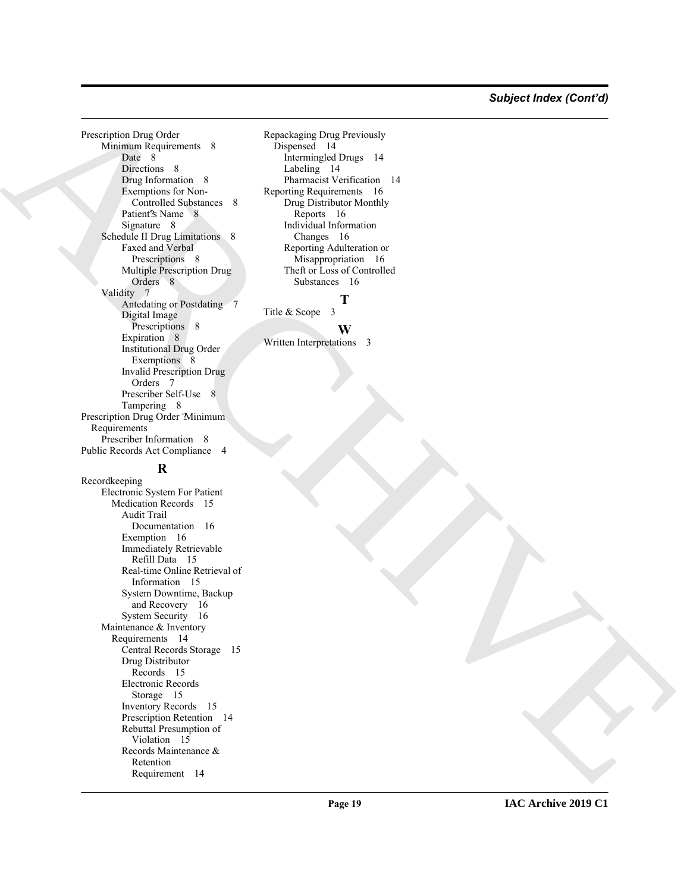Prescription Drug Order
  Minimum Requirements 8
    Date 8
    Directions 8
    Drug Information 8
    Exemptions for Non-Controlled Substances 8
    Patient's Name 8
    Signature 8
  Schedule II Drug Limitations 8
    Faxed and Verbal Prescriptions 8
    Multiple Prescription Drug Orders 8
  Validity 7
    Antedating or Postdating 7
    Digital Image Prescriptions 8
    Expiration 8
    Institutional Drug Order Exemptions 8
    Invalid Prescription Drug Orders 7
    Prescriber Self-Use 8
    Tampering 8
Prescription Drug Order 'Minimum Requirements
  Prescriber Information 8
Public Records Act Compliance 4

**R**

Recordkeeping
  Electronic System For Patient Medication Records 15
    Audit Trail Documentation 16
    Exemption 16
    Immediately Retrievable Refill Data 15
    Real-time Online Retrieval of Information 15
    System Downtime, Backup and Recovery 16
    System Security 16
  Maintenance & Inventory Requirements 14
    Central Records Storage 15
    Drug Distributor Records 15
    Electronic Records Storage 15
    Inventory Records 15
    Prescription Retention 14
    Rebuttal Presumption of Violation 15
    Records Maintenance & Retention Requirement 14
Repackaging Drug Previously Dispensed 14
  Intermingled Drugs 14
  Labeling 14
  Pharmacist Verification 14
Reporting Requirements 16
  Drug Distributor Monthly Reports 16
  Individual Information Changes 16
  Reporting Adulteration or Misappropriation 16
  Theft or Loss of Controlled Substances 16

**T**

Title & Scope 3

**W**

Written Interpretations 3